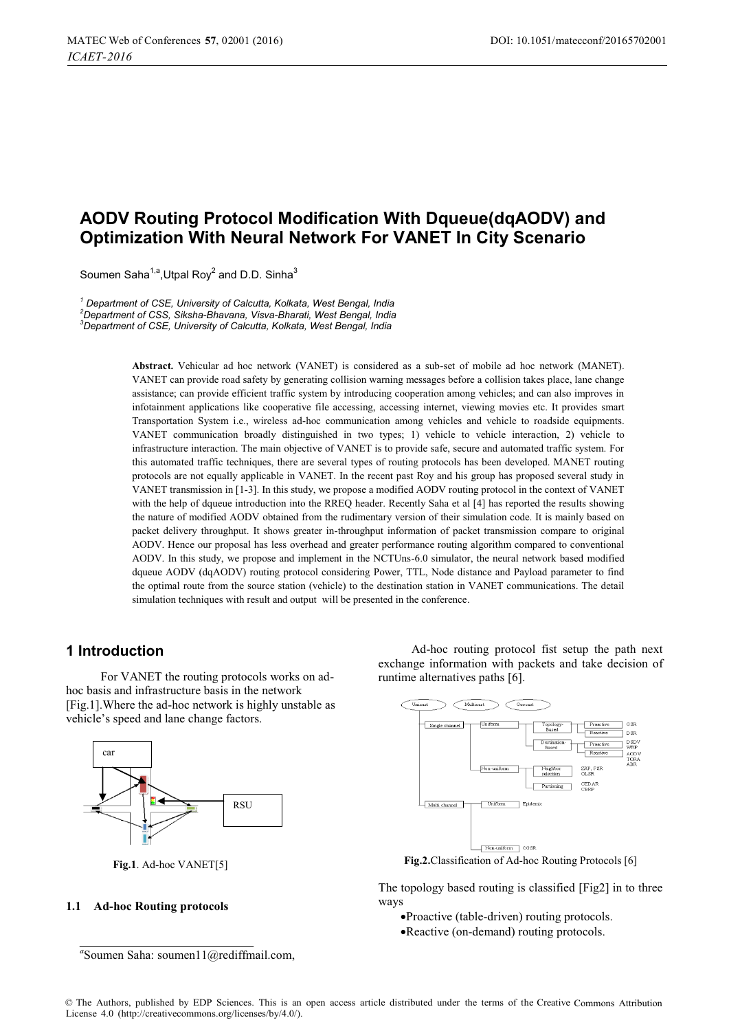# AODV Routing Protocol Modification With Dqueue(dqAODV) and Optimization With Neural Network For VANET In City Scenario

Soumen Saha[1,a], Utpal Roy[2] and D.D. Sinha[3]

[1] Department of CSE, University of Calcutta, Kolkata, West Bengal, India
[2] Department of CSS, Siksha-Bhavana, Visva-Bharati, West Bengal, India
[3] Department of CSE, University of Calcutta, Kolkata, West Bengal, India

**Abstract.** Vehicular ad hoc network (VANET) is considered as a sub-set of mobile ad hoc network (MANET). VANET can provide road safety by generating collision warning messages before a collision takes place, lane change assistance; can provide efficient traffic system by introducing cooperation among vehicles; and can also improves in infotainment applications like cooperative file accessing, accessing internet, viewing movies etc. It provides smart Transportation System i.e., wireless ad-hoc communication among vehicles and vehicle to roadside equipments. VANET communication broadly distinguished in two types; 1) vehicle to vehicle interaction, 2) vehicle to infrastructure interaction. The main objective of VANET is to provide safe, secure and automated traffic system. For this automated traffic techniques, there are several types of routing protocols has been developed. MANET routing protocols are not equally applicable in VANET. In the recent past Roy and his group has proposed several study in VANET transmission in [1-3]. In this study, we propose a modified AODV routing protocol in the context of VANET with the help of dqueue introduction into the RREQ header. Recently Saha et al [4] has reported the results showing the nature of modified AODV obtained from the rudimentary version of their simulation code. It is mainly based on packet delivery throughput. It shows greater in-throughput information of packet transmission compare to original AODV. Hence our proposal has less overhead and greater performance routing algorithm compared to conventional AODV. In this study, we propose and implement in the NCTUns-6.0 simulator, the neural network based modified dqueue AODV (dqAODV) routing protocol considering Power, TTL, Node distance and Payload parameter to find the optimal route from the source station (vehicle) to the destination station in VANET communications. The detail simulation techniques with result and output will be presented in the conference.

## 1 Introduction

For VANET the routing protocols works on ad-hoc basis and infrastructure basis in the network [Fig.1].Where the ad-hoc network is highly unstable as vehicle's speed and lane change factors.

**Fig.1**. Ad-hoc VANET[5]

### 1.1 Ad-hoc Routing protocols

Ad-hoc routing protocol fist setup the path next exchange information with packets and take decision of runtime alternatives paths [6].

**Fig.2.**Classification of Ad-hoc Routing Protocols [6]

The topology based routing is classified [Fig2] in to three ways

- Proactive (table-driven) routing protocols.
- Reactive (on-demand) routing protocols.

[a]Soumen Saha: soumen11@rediffmail.com,

© The Authors, published by EDP Sciences. This is an open access article distributed under the terms of the Creative Commons Attribution License 4.0 (http://creativecommons.org/licenses/by/4.0/).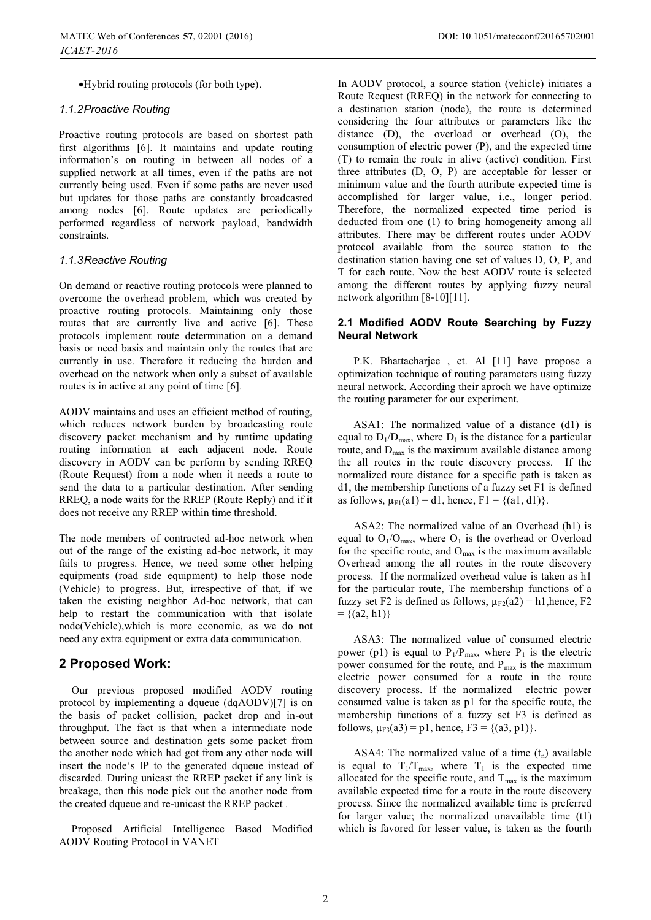- Hybrid routing protocols (for both type).

### 1.1.2 Proactive Routing

Proactive routing protocols are based on shortest path first algorithms [6]. It maintains and update routing information's on routing in between all nodes of a supplied network at all times, even if the paths are not currently being used. Even if some paths are never used but updates for those paths are constantly broadcasted among nodes [6]. Route updates are periodically performed regardless of network payload, bandwidth constraints.

### 1.1.3 Reactive Routing

On demand or reactive routing protocols were planned to overcome the overhead problem, which was created by proactive routing protocols. Maintaining only those routes that are currently live and active [6]. These protocols implement route determination on a demand basis or need basis and maintain only the routes that are currently in use. Therefore it reducing the burden and overhead on the network when only a subset of available routes is in active at any point of time [6].

AODV maintains and uses an efficient method of routing, which reduces network burden by broadcasting route discovery packet mechanism and by runtime updating routing information at each adjacent node. Route discovery in AODV can be perform by sending RREQ (Route Request) from a node when it needs a route to send the data to a particular destination. After sending RREQ, a node waits for the RREP (Route Reply) and if it does not receive any RREP within time threshold.

The node members of contracted ad-hoc network when out of the range of the existing ad-hoc network, it may fails to progress. Hence, we need some other helping equipments (road side equipment) to help those node (Vehicle) to progress. But, irrespective of that, if we taken the existing neighbor Ad-hoc network, that can help to restart the communication with that isolate node(Vehicle),which is more economic, as we do not need any extra equipment or extra data communication.

## 2 Proposed Work:

Our previous proposed modified AODV routing protocol by implementing a dqueue (dqAODV)[7] is on the basis of packet collision, packet drop and in-out throughput. The fact is that when a intermediate node between source and destination gets some packet from the another node which had got from any other node will insert the node's IP to the generated dqueue instead of discarded. During unicast the RREP packet if any link is breakage, then this node pick out the another node from the created dqueue and re-unicast the RREP packet .

Proposed Artificial Intelligence Based Modified AODV Routing Protocol in VANET

In AODV protocol, a source station (vehicle) initiates a Route Request (RREQ) in the network for connecting to a destination station (node), the route is determined considering the four attributes or parameters like the distance (D), the overload or overhead (O), the consumption of electric power (P), and the expected time (T) to remain the route in alive (active) condition. First three attributes (D, O, P) are acceptable for lesser or minimum value and the fourth attribute expected time is accomplished for larger value, i.e., longer period. Therefore, the normalized expected time period is deducted from one (1) to bring homogeneity among all attributes. There may be different routes under AODV protocol available from the source station to the destination station having one set of values D, O, P, and T for each route. Now the best AODV route is selected among the different routes by applying fuzzy neural network algorithm [8-10][11].

### 2.1 Modified AODV Route Searching by Fuzzy Neural Network

P.K. Bhattacharjee , et. Al [11] have propose a optimization technique of routing parameters using fuzzy neural network. According their aproch we have optimize the routing parameter for our experiment.

ASA1: The normalized value of a distance (d1) is equal to $D_1/D_{max}$, where $D_1$ is the distance for a particular route, and $D_{max}$ is the maximum available distance among the all routes in the route discovery process. If the normalized route distance for a specific path is taken as d1, the membership functions of a fuzzy set F1 is defined as follows, $\mu_{F1}(a1) = d1$, hence, $F1 = \{(a1, d1)\}$.

ASA2: The normalized value of an Overhead (h1) is equal to $O_1/O_{max}$, where $O_1$ is the overhead or Overload for the specific route, and $O_{max}$ is the maximum available Overhead among the all routes in the route discovery process. If the normalized overhead value is taken as h1 for the particular route, The membership functions of a fuzzy set F2 is defined as follows, $\mu_{F2}(a2) = h1$,hence, $F2 = \{(a2, h1)\}$

ASA3: The normalized value of consumed electric power (p1) is equal to $P_1/P_{max}$, where $P_1$ is the electric power consumed for the route, and $P_{max}$ is the maximum electric power consumed for a route in the route discovery process. If the normalized electric power consumed value is taken as p1 for the specific route, the membership functions of a fuzzy set F3 is defined as follows, $\mu_{F3}(a3) = p1$, hence, $F3 = \{(a3, p1)\}$.

ASA4: The normalized value of a time ($t_n$) available is equal to $T_1/T_{max}$, where $T_1$ is the expected time allocated for the specific route, and $T_{max}$ is the maximum available expected time for a route in the route discovery process. Since the normalized available time is preferred for larger value; the normalized unavailable time (t1) which is favored for lesser value, is taken as the fourth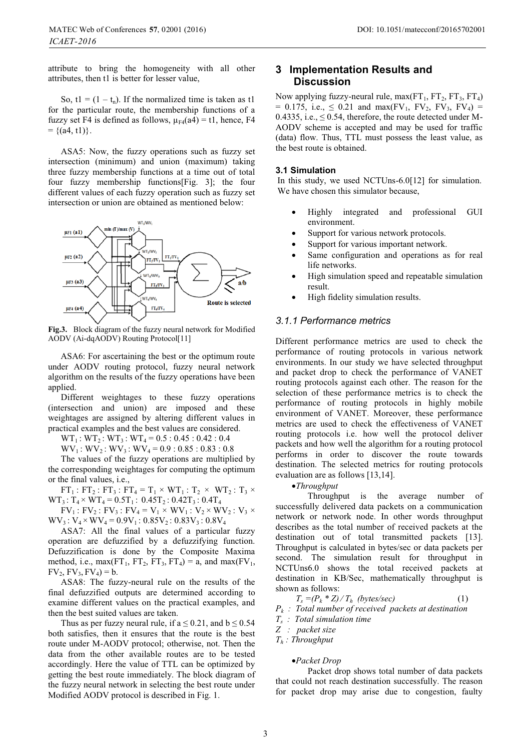attribute to bring the homogeneity with all other attributes, then t1 is better for lesser value,

So, $t1 = (1 - t_n)$. If the normalized time is taken as t1 for the particular route, the membership functions of a fuzzy set F4 is defined as follows, $\mu_{F4}(a4) = t1$, hence, $F4 = \{(a4, t1)\}$.

ASA5: Now, the fuzzy operations such as fuzzy set intersection (minimum) and union (maximum) taking three fuzzy membership functions at a time out of total four fuzzy membership functions[Fig. 3]; the four different values of each fuzzy operation such as fuzzy set intersection or union are obtained as mentioned below:

**Fig.3.** Block diagram of the fuzzy neural network for Modified AODV (Ai-dqAODV) Routing Protocol[11]

ASA6: For ascertaining the best or the optimum route under AODV routing protocol, fuzzy neural network algorithm on the results of the fuzzy operations have been applied.

Different weightages to these fuzzy operations (intersection and union) are imposed and these weightages are assigned by altering different values in practical examples and the best values are considered.

$WT_1 : WT_2 : WT_3 : WT_4 = 0.5 : 0.45 : 0.42 : 0.4$

$WV_1 : WV_2 : WV_3 : WV_4 = 0.9 : 0.85 : 0.83 : 0.8$

The values of the fuzzy operations are multiplied by the corresponding weightages for computing the optimum or the final values, i.e.,

$FT_1 : FT_2 : FT_3 : FT_4 = T_1 \times WT_1 : T_2 \times WT_2 : T_3 \times WT_3 : T_4 \times WT_4 = 0.5T_1 : 0.45T_2 : 0.42T_3 : 0.4T_4$

$FV_1 : FV_2 : FV_3 : FV_4 = V_1 \times WV_1 : V_2 \times WV_2 : V_3 \times WV_3 : V_4 \times WV_4 = 0.9V_1 : 0.85V_2 : 0.83V_3 : 0.8V_4$

ASA7: All the final values of a particular fuzzy operation are defuzzified by a defuzzifying function. Defuzzification is done by the Composite Maxima method, i.e., $\max(FT_1, FT_2, FT_3, FT_4) = a$, and $\max(FV_1, FV_2, FV_3, FV_4) = b$.

ASA8: The fuzzy-neural rule on the results of the final defuzzified outputs are determined according to examine different values on the practical examples, and then the best suited values are taken.

Thus as per fuzzy neural rule, if $a \leq 0.21$, and $b \leq 0.54$ both satisfies, then it ensures that the route is the best route under M-AODV protocol; otherwise, not. Then the data from the other available routes are to be tested accordingly. Here the value of TTL can be optimized by getting the best route immediately. The block diagram of the fuzzy neural network in selecting the best route under Modified AODV protocol is described in Fig. 1.

## 3 Implementation Results and Discussion

Now applying fuzzy-neural rule, $\max(FT_1, FT_2, FT_3, FT_4) = 0.175$, i.e., $\leq 0.21$ and $\max(FV_1, FV_2, FV_3, FV_4) = 0.4335$, i.e., $\leq 0.54$, therefore, the route detected under M-AODV scheme is accepted and may be used for traffic (data) flow. Thus, TTL must possess the least value, as the best route is obtained.

### 3.1 Simulation

In this study, we used NCTUns-6.0[12] for simulation. We have chosen this simulator because,

- Highly integrated and professional GUI environment.
- Support for various network protocols.
- Support for various important network.
- Same configuration and operations as for real life networks.
- High simulation speed and repeatable simulation result.
- High fidelity simulation results.

#### *3.1.1 Performance metrics*

Different performance metrics are used to check the performance of routing protocols in various network environments. In our study we have selected throughput and packet drop to check the performance of VANET routing protocols against each other. The reason for the selection of these performance metrics is to check the performance of routing protocols in highly mobile environment of VANET. Moreover, these performance metrics are used to check the effectiveness of VANET routing protocols i.e. how well the protocol deliver packets and how well the algorithm for a routing protocol performs in order to discover the route towards destination. The selected metrics for routing protocols evaluation are as follows [13,14].

- *Throughput*

Throughput is the average number of successfully delivered data packets on a communication network or network node. In other words throughput describes as the total number of received packets at the destination out of total transmitted packets [13]. Throughput is calculated in bytes/sec or data packets per second. The simulation result for throughput in NCTUns6.0 shows the total received packets at destination in KB/Sec, mathematically throughput is shown as follows:

$$T_s = (P_k * Z) / T_h \text{ (bytes/sec)} \quad (1)$$

$P_k$ : *Total number of received packets at destination*
$T_s$ : *Total simulation time*
$Z$ : *packet size*
$T_h$ : *Throughput*

- *Packet Drop*

Packet drop shows total number of data packets that could not reach destination successfully. The reason for packet drop may arise due to congestion, faulty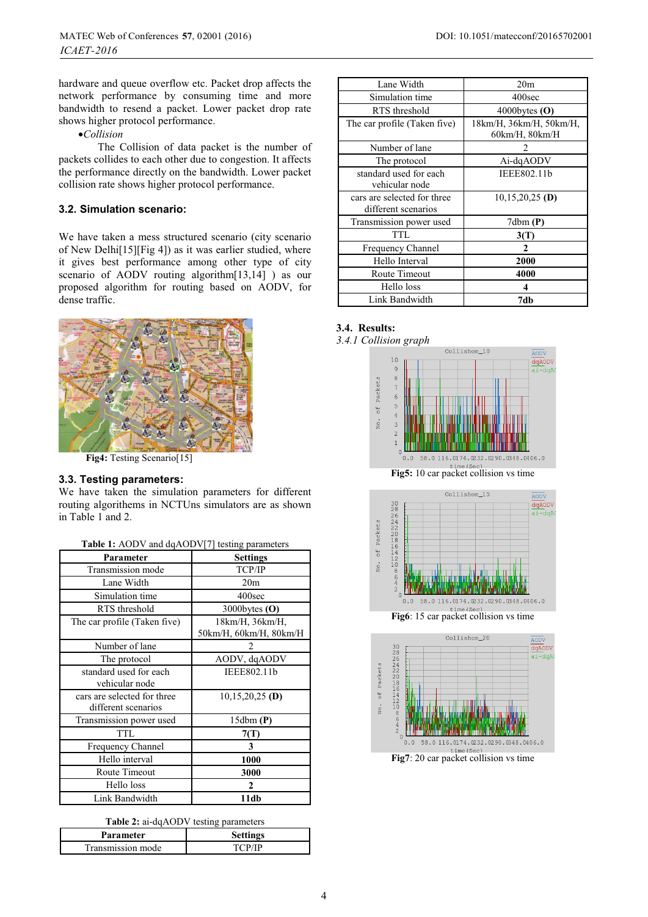hardware and queue overflow etc. Packet drop affects the network performance by consuming time and more bandwidth to resend a packet. Lower packet drop rate shows higher protocol performance.

- *Collision*

The Collision of data packet is the number of packets collides to each other due to congestion. It affects the performance directly on the bandwidth. Lower packet collision rate shows higher protocol performance.

### 3.2. Simulation scenario:

We have taken a mess structured scenario (city scenario of New Delhi[15][Fig 4]) as it was earlier studied, where it gives best performance among other type of city scenario of AODV routing algorithm[13,14] ) as our proposed algorithm for routing based on AODV, for dense traffic.

**Fig4:** Testing Scenario[15]

### 3.3. Testing parameters:

We have taken the simulation parameters for different routing algorithems in NCTUns simulators are as shown in Table 1 and 2.

**Table 1:** AODV and dqAODV[7] testing parameters

| Parameter | Settings |
|---|---|
| Transmission mode | TCP/IP |
| Lane Width | 20m |
| Simulation time | 400sec |
| RTS threshold | 3000bytes **(O)** |
| The car profile (Taken five) | 18km/H, 36km/H, 50km/H, 60km/H, 80km/H |
| Number of lane | 2 |
| The protocol | AODV, dqAODV |
| standard used for each vehicular node | IEEE802.11b |
| cars are selected for three different scenarios | 10,15,20,25 **(D)** |
| Transmission power used | 15dbm **(P)** |
| TTL | **7(T)** |
| Frequency Channel | **3** |
| Hello interval | **1000** |
| Route Timeout | **3000** |
| Hello loss | **2** |
| Link Bandwidth | **11db** |

**Table 2:** ai-dqAODV testing parameters

| Parameter | Settings |
|---|---|
| Transmission mode | TCP/IP |
| Lane Width | 20m |
| Simulation time | 400sec |
| RTS threshold | 4000bytes **(O)** |
| The car profile (Taken five) | 18km/H, 36km/H, 50km/H, 60km/H, 80km/H |
| Number of lane | 2 |
| The protocol | Ai-dqAODV |
| standard used for each vehicular node | IEEE802.11b |
| cars are selected for three different scenarios | 10,15,20,25 **(D)** |
| Transmission power used | 7dbm **(P)** |
| TTL | **3(T)** |
| Frequency Channel | **2** |
| Hello Interval | **2000** |
| Route Timeout | **4000** |
| Hello loss | **4** |
| Link Bandwidth | **7db** |

### 3.4. Results:

*3.4.1 Collision graph*

**Fig5:** 10 car packet collision vs time

**Fig6**: 15 car packet collision vs time

**Fig7**: 20 car packet collision vs time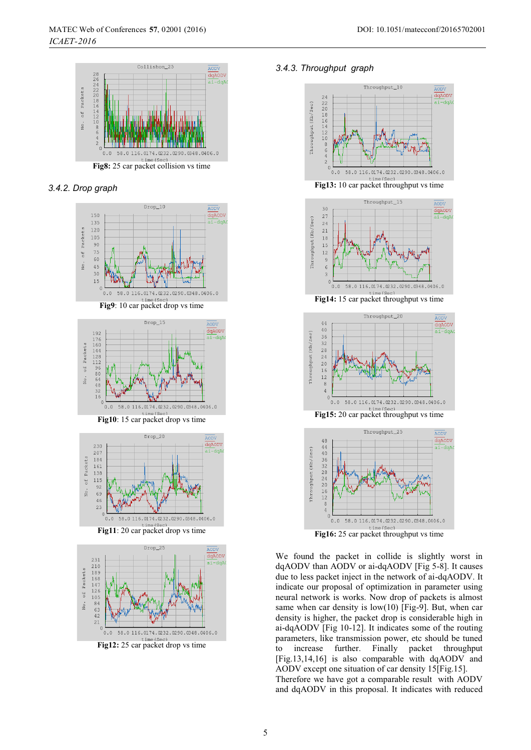Fig8: 25 car packet collision vs time

### 3.4.2. Drop graph

Fig9: 10 car packet drop vs time

Fig10: 15 car packet drop vs time

Fig11: 20 car packet drop vs time

Fig12: 25 car packet drop vs time

### 3.4.3. Throughput graph

Fig13: 10 car packet throughput vs time

Fig14: 15 car packet throughput vs time

Fig15: 20 car packet throughput vs time

Fig16: 25 car packet throughput vs time

We found the packet in collide is slightly worst in dqAODV than AODV or ai-dqAODV [Fig 5-8]. It causes due to less packet inject in the network of ai-dqAODV. It indicate our proposal of optimization in parameter using neural network is works. Now drop of packets is almost same when car density is low(10) [Fig-9]. But, when car density is higher, the packet drop is considerable high in ai-dqAODV [Fig 10-12]. It indicates some of the routing parameters, like transmission power, etc should be tuned to increase further. Finally packet throughput [Fig.13,14,16] is also comparable with dqAODV and AODV except one situation of car density 15[Fig.15]. Therefore we have got a comparable result with AODV and dqAODV in this proposal. It indicates with reduced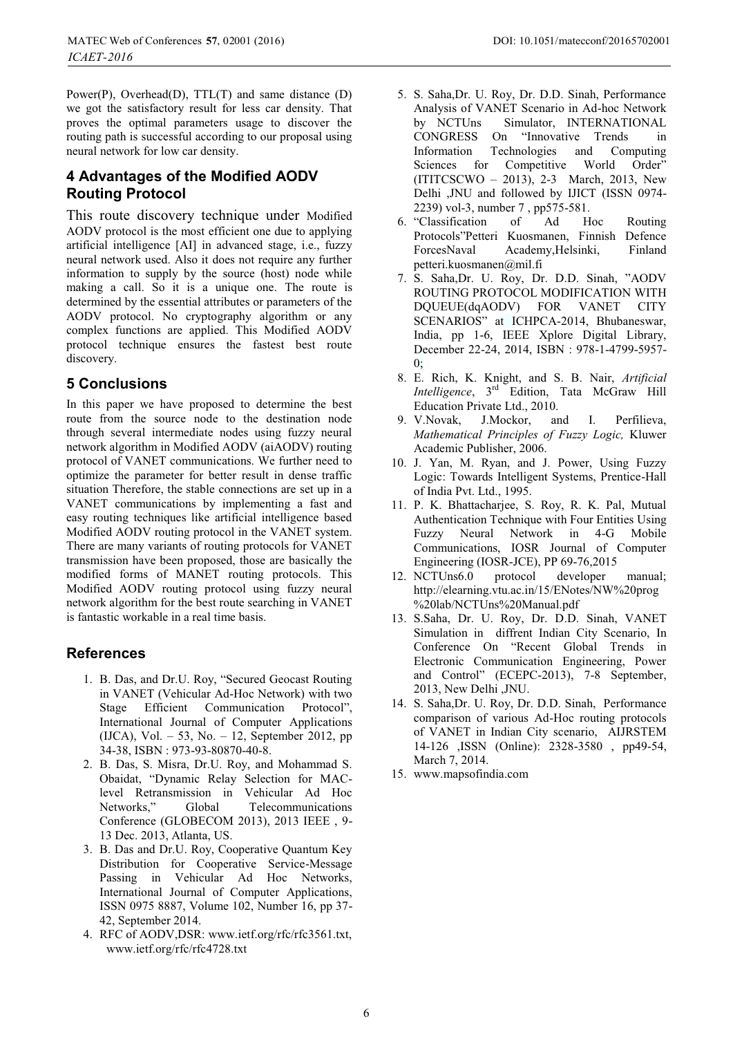Power(P), Overhead(D), TTL(T) and same distance (D) we got the satisfactory result for less car density. That proves the optimal parameters usage to discover the routing path is successful according to our proposal using neural network for low car density.

## 4 Advantages of the Modified AODV Routing Protocol

This route discovery technique under Modified AODV protocol is the most efficient one due to applying artificial intelligence [AI] in advanced stage, i.e., fuzzy neural network used. Also it does not require any further information to supply by the source (host) node while making a call. So it is a unique one. The route is determined by the essential attributes or parameters of the AODV protocol. No cryptography algorithm or any complex functions are applied. This Modified AODV protocol technique ensures the fastest best route discovery.

## 5 Conclusions

In this paper we have proposed to determine the best route from the source node to the destination node through several intermediate nodes using fuzzy neural network algorithm in Modified AODV (aiAODV) routing protocol of VANET communications. We further need to optimize the parameter for better result in dense traffic situation Therefore, the stable connections are set up in a VANET communications by implementing a fast and easy routing techniques like artificial intelligence based Modified AODV routing protocol in the VANET system. There are many variants of routing protocols for VANET transmission have been proposed, those are basically the modified forms of MANET routing protocols. This Modified AODV routing protocol using fuzzy neural network algorithm for the best route searching in VANET is fantastic workable in a real time basis.

## References

1. B. Das, and Dr.U. Roy, "Secured Geocast Routing in VANET (Vehicular Ad-Hoc Network) with two Stage Efficient Communication Protocol", International Journal of Computer Applications (IJCA), Vol. – 53, No. – 12, September 2012, pp 34-38, ISBN : 973-93-80870-40-8.
2. B. Das, S. Misra, Dr.U. Roy, and Mohammad S. Obaidat, "Dynamic Relay Selection for MAC-level Retransmission in Vehicular Ad Hoc Networks," Global Telecommunications Conference (GLOBECOM 2013), 2013 IEEE , 9-13 Dec. 2013, Atlanta, US.
3. B. Das and Dr.U. Roy, Cooperative Quantum Key Distribution for Cooperative Service-Message Passing in Vehicular Ad Hoc Networks, International Journal of Computer Applications, ISSN 0975 8887, Volume 102, Number 16, pp 37-42, September 2014.
4. RFC of AODV,DSR: www.ietf.org/rfc/rfc3561.txt, www.ietf.org/rfc/rfc4728.txt
5. S. Saha,Dr. U. Roy, Dr. D.D. Sinah, Performance Analysis of VANET Scenario in Ad-hoc Network by NCTUns Simulator, INTERNATIONAL CONGRESS On "Innovative Trends in Information Technologies and Computing Sciences for Competitive World Order" (ITITCSCWO – 2013), 2-3 March, 2013, New Delhi ,JNU and followed by IJICT (ISSN 0974-2239) vol-3, number 7 , pp575-581.
6. "Classification of Ad Hoc Routing Protocols"Petteri Kuosmanen, Finnish Defence ForcesNaval Academy,Helsinki, Finland petteri.kuosmanen@mil.fi
7. S. Saha,Dr. U. Roy, Dr. D.D. Sinah, "AODV ROUTING PROTOCOL MODIFICATION WITH DQUEUE(dqAODV) FOR VANET CITY SCENARIOS" at ICHPCA-2014, Bhubaneswar, India, pp 1-6, IEEE Xplore Digital Library, December 22-24, 2014, ISBN : 978-1-4799-5957-0;
8. E. Rich, K. Knight, and S. B. Nair, *Artificial Intelligence*, 3rd Edition, Tata McGraw Hill Education Private Ltd., 2010.
9. V.Novak, J.Mockor, and I. Perfilieva, *Mathematical Principles of Fuzzy Logic,* Kluwer Academic Publisher, 2006.
10. J. Yan, M. Ryan, and J. Power, Using Fuzzy Logic: Towards Intelligent Systems, Prentice-Hall of India Pvt. Ltd., 1995.
11. P. K. Bhattacharjee, S. Roy, R. K. Pal, Mutual Authentication Technique with Four Entities Using Fuzzy Neural Network in 4-G Mobile Communications, IOSR Journal of Computer Engineering (IOSR-JCE), PP 69-76,2015
12. NCTUns6.0 protocol developer manual; http://elearning.vtu.ac.in/15/ENotes/NW%20prog%20lab/NCTUns%20Manual.pdf
13. S.Saha, Dr. U. Roy, Dr. D.D. Sinah, VANET Simulation in diffrent Indian City Scenario, In Conference On "Recent Global Trends in Electronic Communication Engineering, Power and Control" (ECEPC-2013), 7-8 September, 2013, New Delhi ,JNU.
14. S. Saha,Dr. U. Roy, Dr. D.D. Sinah, Performance comparison of various Ad-Hoc routing protocols of VANET in Indian City scenario, AIJRSTEM 14-126 ,ISSN (Online): 2328-3580 , pp49-54, March 7, 2014.
15. www.mapsofindia.com